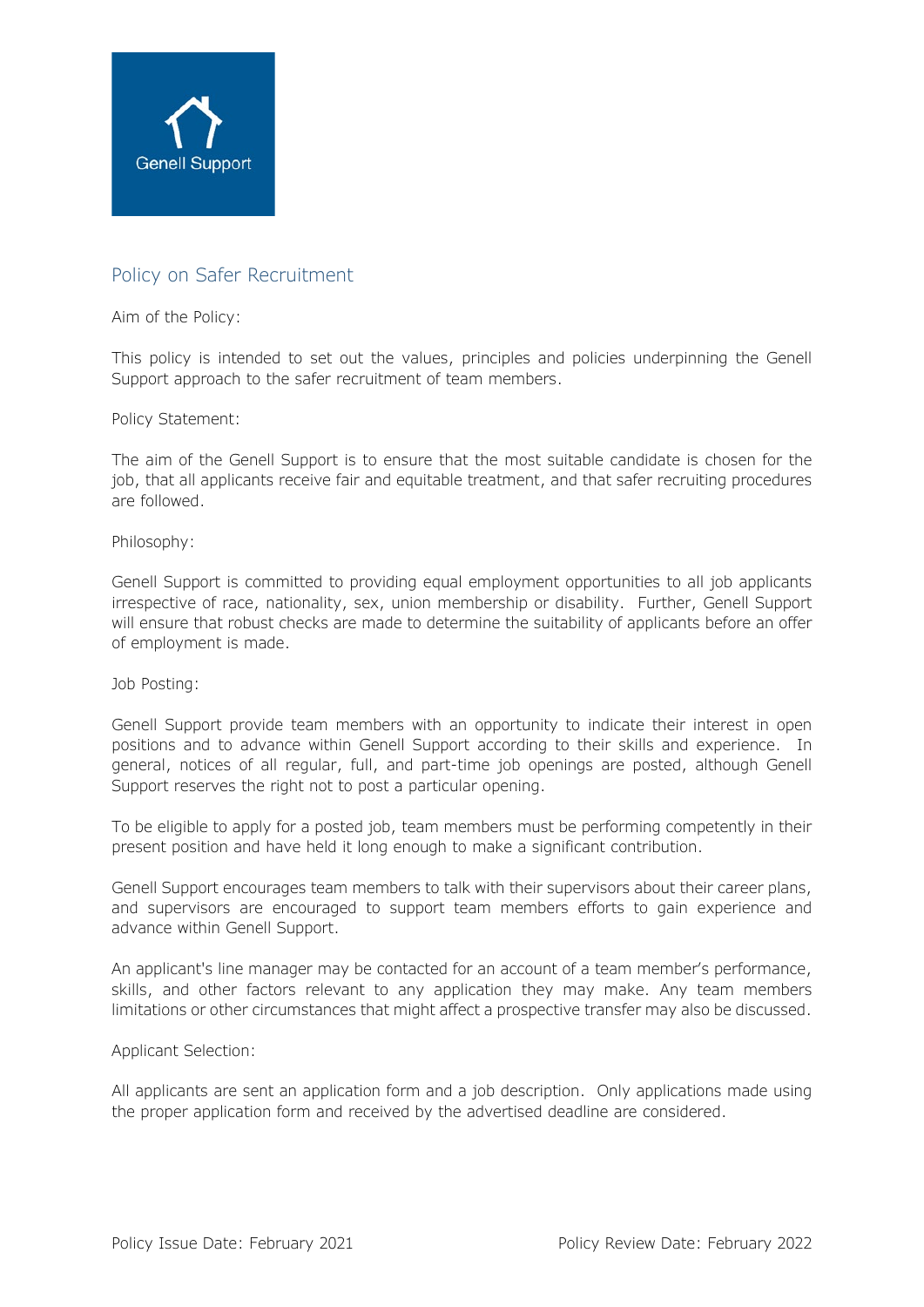Genell Support

# Policy on Safer Recruitment

Aim of the Policy:

This policy is intended to set out the values, principles and policies underpinning the Genell Support approach to the safer recruitment of team members.

Policy Statement:

The aim of the Genell Support is to ensure that the most suitable candidate is chosen for the job, that all applicants receive fair and equitable treatment, and that safer recruiting procedures are followed.

Philosophy:

Genell Support is committed to providing equal employment opportunities to all job applicants irrespective of race, nationality, sex, union membership or disability. Further, Genell Support will ensure that robust checks are made to determine the suitability of applicants before an offer of employment is made.

Job Posting:

Genell Support provide team members with an opportunity to indicate their interest in open positions and to advance within Genell Support according to their skills and experience. In general, notices of all regular, full, and part-time job openings are posted, although Genell Support reserves the right not to post a particular opening.

To be eligible to apply for a posted job, team members must be performing competently in their present position and have held it long enough to make a significant contribution.

Genell Support encourages team members to talk with their supervisors about their career plans, and supervisors are encouraged to support team members efforts to gain experience and advance within Genell Support.

An applicant's line manager may be contacted for an account of a team member's performance, skills, and other factors relevant to any application they may make. Any team members limitations or other circumstances that might affect a prospective transfer may also be discussed.

Applicant Selection:

All applicants are sent an application form and a job description. Only applications made using the proper application form and received by the advertised deadline are considered.

Policy Issue Date: February 2021 Policy Review Date: February 2022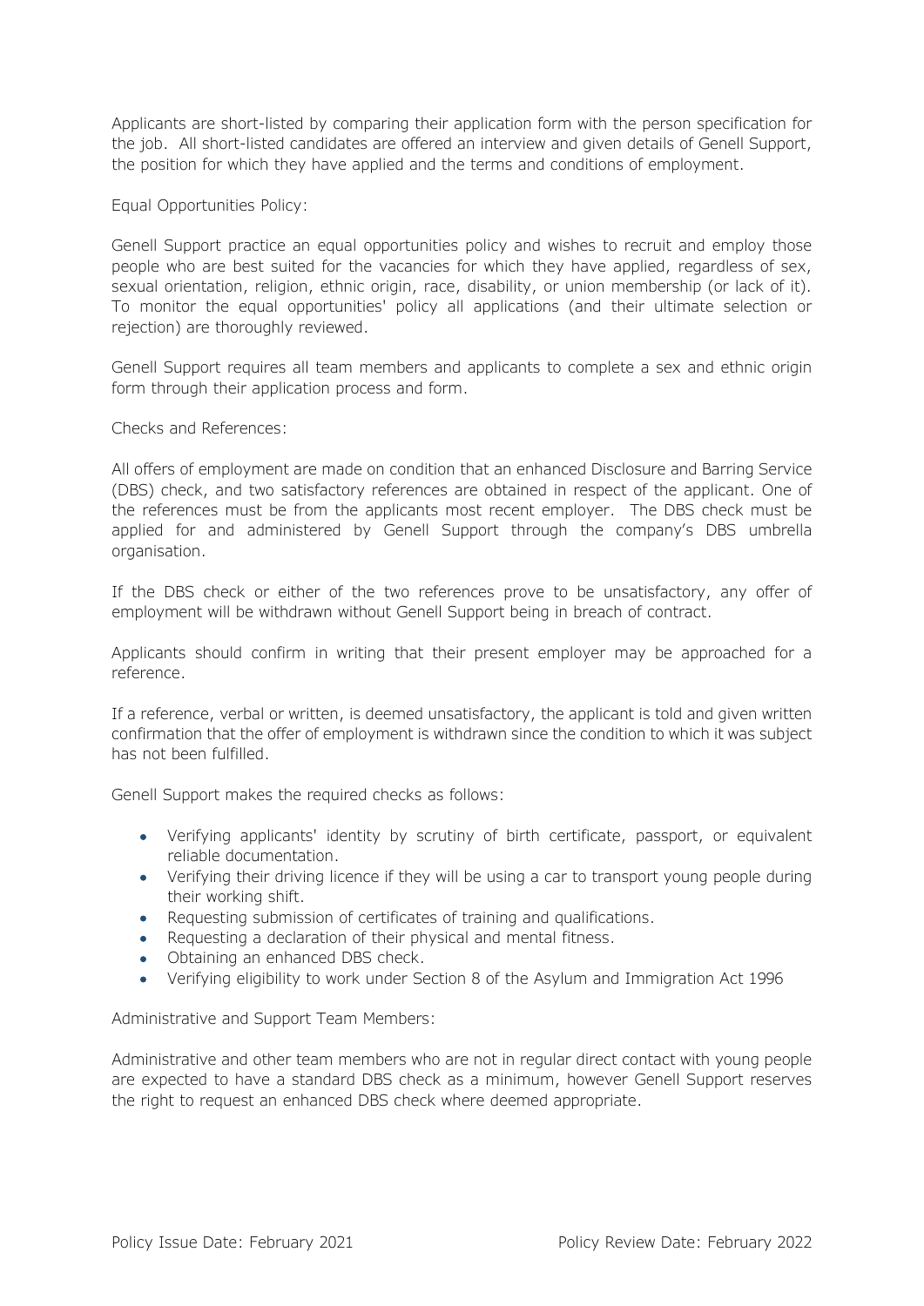Applicants are short-listed by comparing their application form with the person specification for the job. All short-listed candidates are offered an interview and given details of Genell Support, the position for which they have applied and the terms and conditions of employment.

Equal Opportunities Policy:

Genell Support practice an equal opportunities policy and wishes to recruit and employ those people who are best suited for the vacancies for which they have applied, regardless of sex, sexual orientation, religion, ethnic origin, race, disability, or union membership (or lack of it). To monitor the equal opportunities' policy all applications (and their ultimate selection or rejection) are thoroughly reviewed.

Genell Support requires all team members and applicants to complete a sex and ethnic origin form through their application process and form.

Checks and References:

All offers of employment are made on condition that an enhanced Disclosure and Barring Service (DBS) check, and two satisfactory references are obtained in respect of the applicant. One of the references must be from the applicants most recent employer. The DBS check must be applied for and administered by Genell Support through the company's DBS umbrella organisation.

If the DBS check or either of the two references prove to be unsatisfactory, any offer of employment will be withdrawn without Genell Support being in breach of contract.

Applicants should confirm in writing that their present employer may be approached for a reference.

If a reference, verbal or written, is deemed unsatisfactory, the applicant is told and given written confirmation that the offer of employment is withdrawn since the condition to which it was subject has not been fulfilled.

Genell Support makes the required checks as follows:

- Verifying applicants' identity by scrutiny of birth certificate, passport, or equivalent reliable documentation.
- Verifying their driving licence if they will be using a car to transport young people during their working shift.
- Requesting submission of certificates of training and qualifications.
- Requesting a declaration of their physical and mental fitness.
- Obtaining an enhanced DBS check.
- Verifying eligibility to work under Section 8 of the Asylum and Immigration Act 1996

Administrative and Support Team Members:

Administrative and other team members who are not in regular direct contact with young people are expected to have a standard DBS check as a minimum, however Genell Support reserves the right to request an enhanced DBS check where deemed appropriate.

Policy Issue Date: February 2021 Policy Review Date: February 2022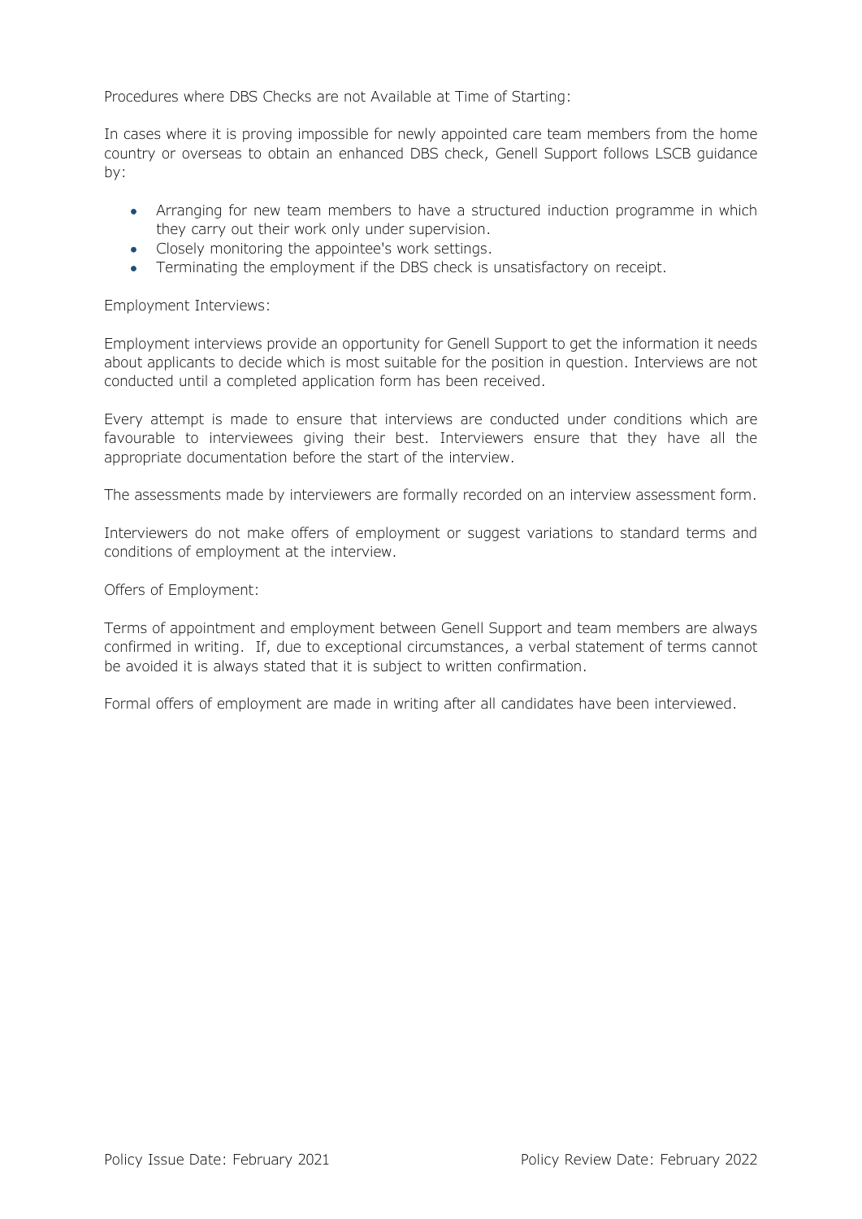Procedures where DBS Checks are not Available at Time of Starting:

In cases where it is proving impossible for newly appointed care team members from the home country or overseas to obtain an enhanced DBS check, Genell Support follows LSCB guidance by:

- Arranging for new team members to have a structured induction programme in which they carry out their work only under supervision.
- Closely monitoring the appointee's work settings.
- Terminating the employment if the DBS check is unsatisfactory on receipt.

Employment Interviews:

Employment interviews provide an opportunity for Genell Support to get the information it needs about applicants to decide which is most suitable for the position in question. Interviews are not conducted until a completed application form has been received.

Every attempt is made to ensure that interviews are conducted under conditions which are favourable to interviewees giving their best. Interviewers ensure that they have all the appropriate documentation before the start of the interview.

The assessments made by interviewers are formally recorded on an interview assessment form.

Interviewers do not make offers of employment or suggest variations to standard terms and conditions of employment at the interview.

Offers of Employment:

Terms of appointment and employment between Genell Support and team members are always confirmed in writing. If, due to exceptional circumstances, a verbal statement of terms cannot be avoided it is always stated that it is subject to written confirmation.

Formal offers of employment are made in writing after all candidates have been interviewed.